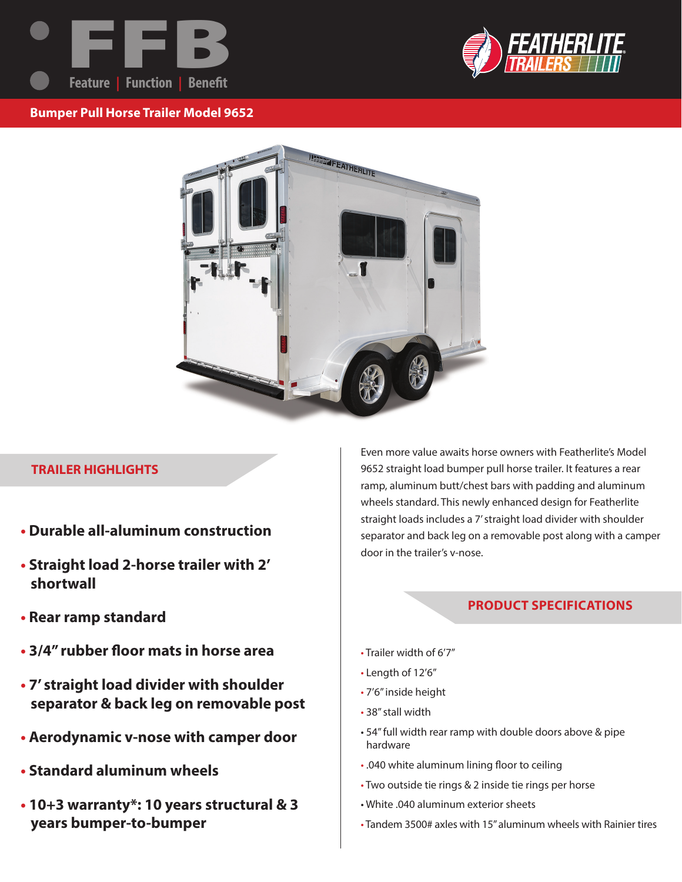# FFB

Feature | Function | Benefit

FEATHERLITE TRAILERS

## Bumper Pull Horse Trailer Model 9652

### TRAILER HIGHLIGHTS

- **Durable all-aluminum construction**
- **Straight load 2-horse trailer with 2' shortwall**
- **Rear ramp standard**
- **3/4" rubber floor mats in horse area**
- **7' straight load divider with shoulder separator & back leg on removable post**
- **Aerodynamic v-nose with camper door**
- **Standard aluminum wheels**
- **10+3 warranty*: 10 years structural & 3 years bumper-to-bumper**

Even more value awaits horse owners with Featherlite's Model 9652 straight load bumper pull horse trailer. It features a rear ramp, aluminum butt/chest bars with padding and aluminum wheels standard. This newly enhanced design for Featherlite straight loads includes a 7' straight load divider with shoulder separator and back leg on a removable post along with a camper door in the trailer's v-nose.

### PRODUCT SPECIFICATIONS

- Trailer width of 6'7"
- Length of 12'6"
- 7'6" inside height
- 38" stall width
- 54" full width rear ramp with double doors above & pipe hardware
- .040 white aluminum lining floor to ceiling
- Two outside tie rings & 2 inside tie rings per horse
- White .040 aluminum exterior sheets
- Tandem 3500# axles with 15" aluminum wheels with Rainier tires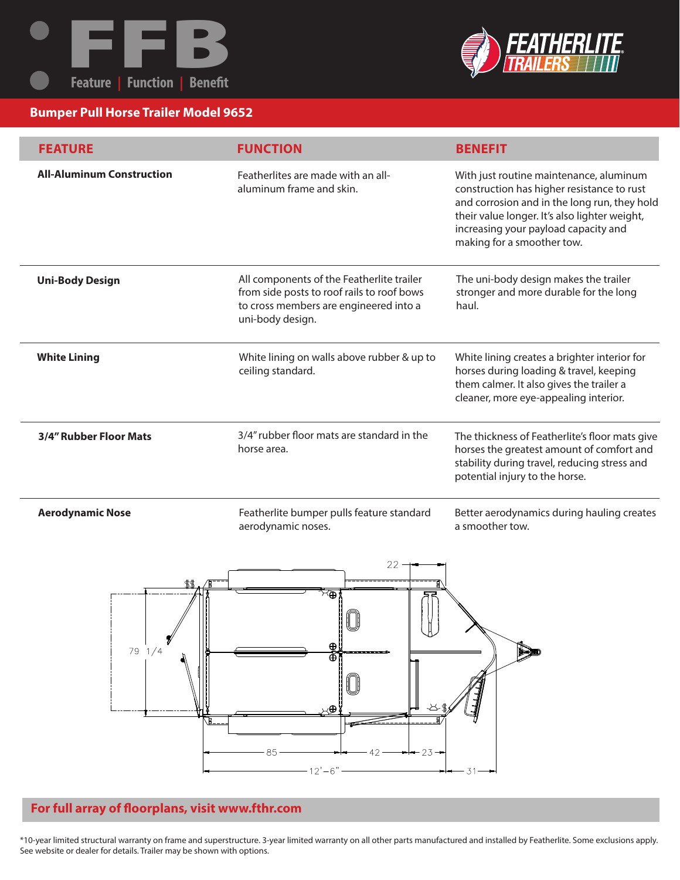# FFB

Feature | Function | Benefit

## Bumper Pull Horse Trailer Model 9652

| FEATURE | FUNCTION | BENEFIT |
|---|---|---|
| **All-Aluminum Construction** | Featherlites are made with an all-aluminum frame and skin. | With just routine maintenance, aluminum construction has higher resistance to rust and corrosion and in the long run, they hold their value longer. It's also lighter weight, increasing your payload capacity and making for a smoother tow. |
| **Uni-Body Design** | All components of the Featherlite trailer from side posts to roof rails to roof bows to cross members are engineered into a uni-body design. | The uni-body design makes the trailer stronger and more durable for the long haul. |
| **White Lining** | White lining on walls above rubber & up to ceiling standard. | White lining creates a brighter interior for horses during loading & travel, keeping them calmer. It also gives the trailer a cleaner, more eye-appealing interior. |
| **3/4" Rubber Floor Mats** | 3/4" rubber floor mats are standard in the horse area. | The thickness of Featherlite's floor mats give horses the greatest amount of comfort and stability during travel, reducing stress and potential injury to the horse. |
| **Aerodynamic Nose** | Featherlite bumper pulls feature standard aerodynamic noses. | Better aerodynamics during hauling creates a smoother tow. |

22

79 1/4

85

42

23

12'–6"

31

**For full array of floorplans, visit www.fthr.com**

*10-year limited structural warranty on frame and superstructure. 3-year limited warranty on all other parts manufactured and installed by Featherlite. Some exclusions apply. See website or dealer for details. Trailer may be shown with options.